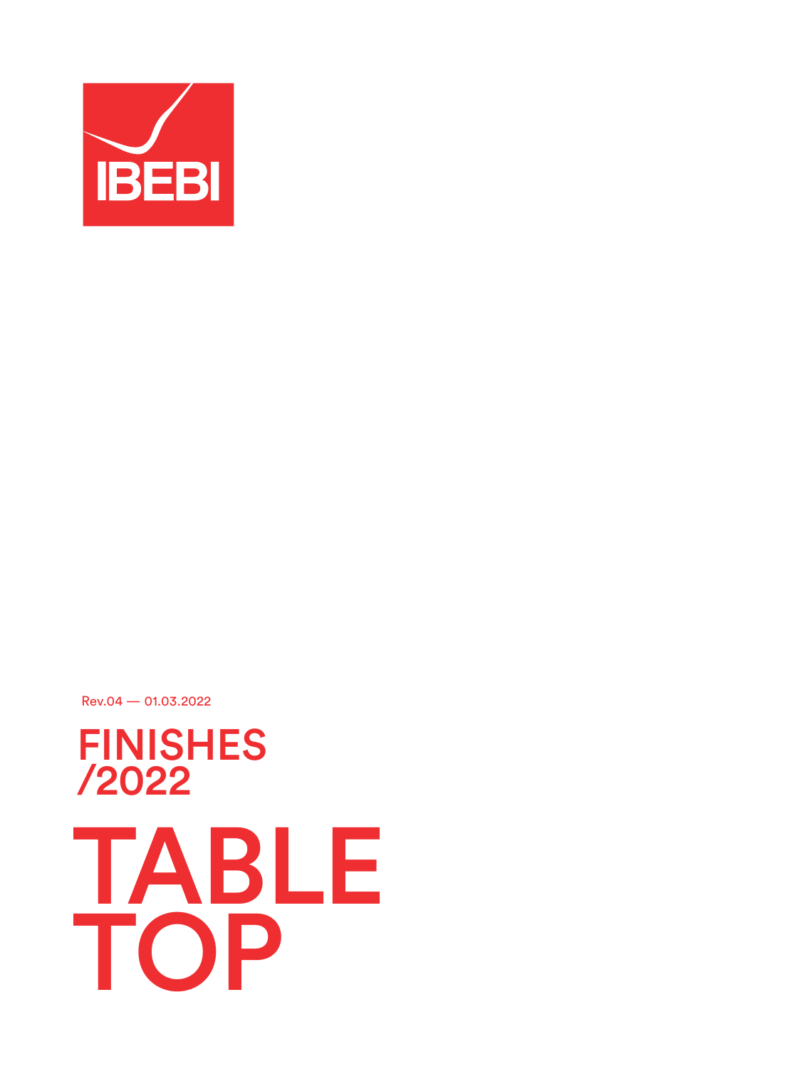IBEBI

Rev.04 — 01.03.2022

# FINISHES /2022

# TABLE TOP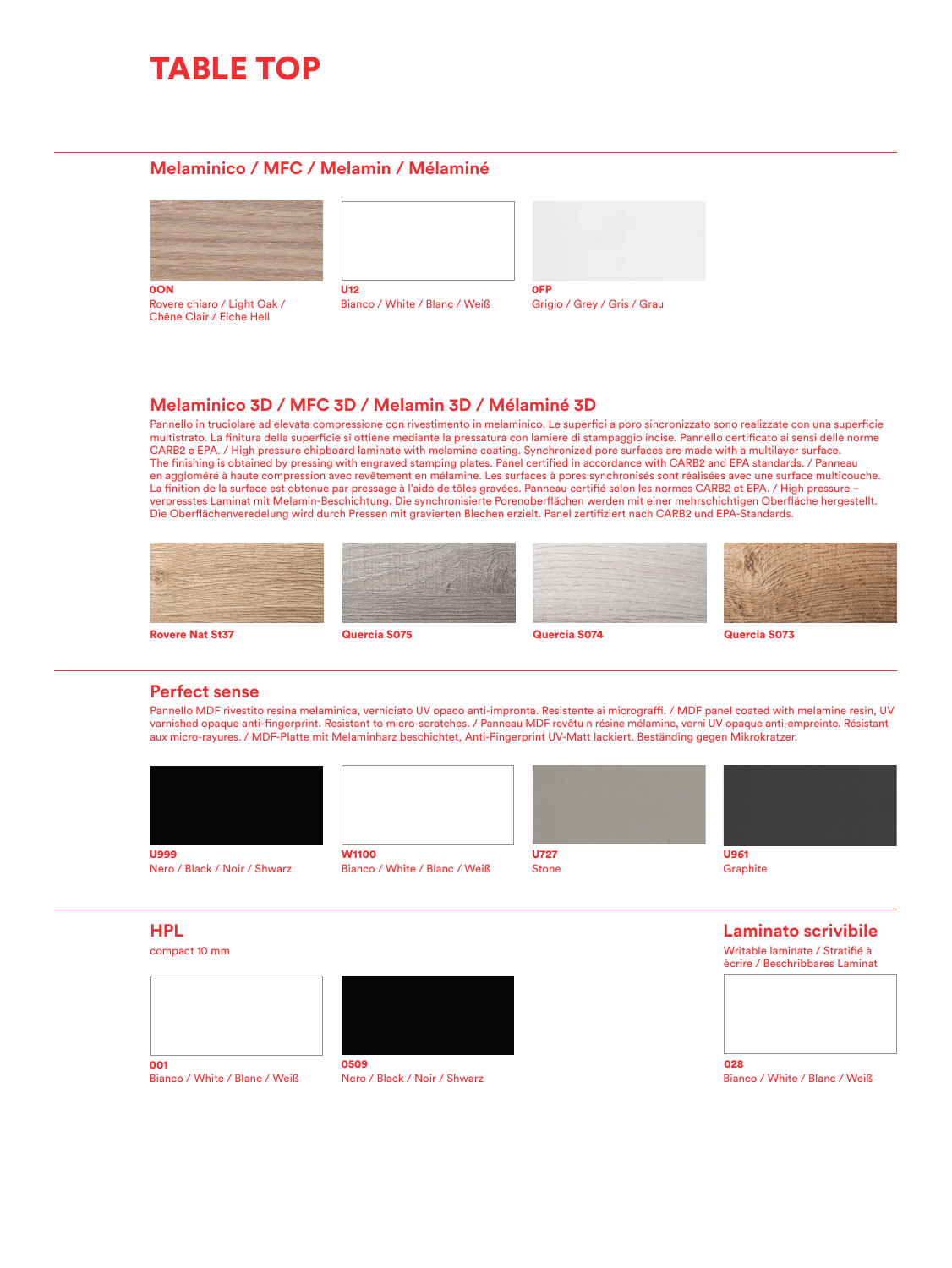# TABLE TOP

## Melaminico / MFC / Melamin / Mélaminé

**0ON**
Rovere chiaro / Light Oak / Chêne Clair / Eiche Hell

**U12**
Bianco / White / Blanc / Weiß

**0FP**
Grigio / Grey / Gris / Grau

## Melaminico 3D / MFC 3D / Melamin 3D / Mélaminé 3D

Pannello in truciolare ad elevata compressione con rivestimento in melaminico. Le superfici a poro sincronizzato sono realizzate con una superficie multistrato. La finitura della superficie si ottiene mediante la pressatura con lamiere di stampaggio incise. Pannello certificato ai sensi delle norme CARB2 e EPA. / High pressure chipboard laminate with melamine coating. Synchronized pore surfaces are made with a multilayer surface. The finishing is obtained by pressing with engraved stamping plates. Panel certified in accordance with CARB2 and EPA standards. / Panneau en aggloméré à haute compression avec revêtement en mélamine. Les surfaces à pores synchronisés sont réalisées avec une surface multicouche. La finition de la surface est obtenue par pressage à l'aide de tôles gravées. Panneau certifié selon les normes CARB2 et EPA. / High pressure – verpresstes Laminat mit Melamin-Beschichtung. Die synchronisierte Porenoberflächen werden mit einer mehrschichtigen Oberfläche hergestellt. Die Oberflächenveredelung wird durch Pressen mit gravierten Blechen erzielt. Panel zertifiziert nach CARB2 und EPA-Standards.

**Rovere Nat St37**

**Quercia S075**

**Quercia S074**

**Quercia S073**

## Perfect sense

Pannello MDF rivestito resina melaminica, verniciato UV opaco anti-impronta. Resistente ai micrograffi. / MDF panel coated with melamine resin, UV varnished opaque anti-fingerprint. Resistant to micro-scratches. / Panneau MDF revêtu n résine mélamine, verni UV opaque anti-empreinte. Résistant aux micro-rayures. / MDF-Platte mit Melaminharz beschichtet, Anti-Fingerprint UV-Matt lackiert. Beständing gegen Mikrokratzer.

**U999**
Nero / Black / Noir / Shwarz

**W1100**
Bianco / White / Blanc / Weiß

**U727**
Stone

**U961**
Graphite

## HPL

compact 10 mm

**001**
Bianco / White / Blanc / Weiß

**0509**
Nero / Black / Noir / Shwarz

## Laminato scrivibile

Writable laminate / Stratifié à èrcire / Beschribbares Laminat

**028**
Bianco / White / Blanc / Weiß